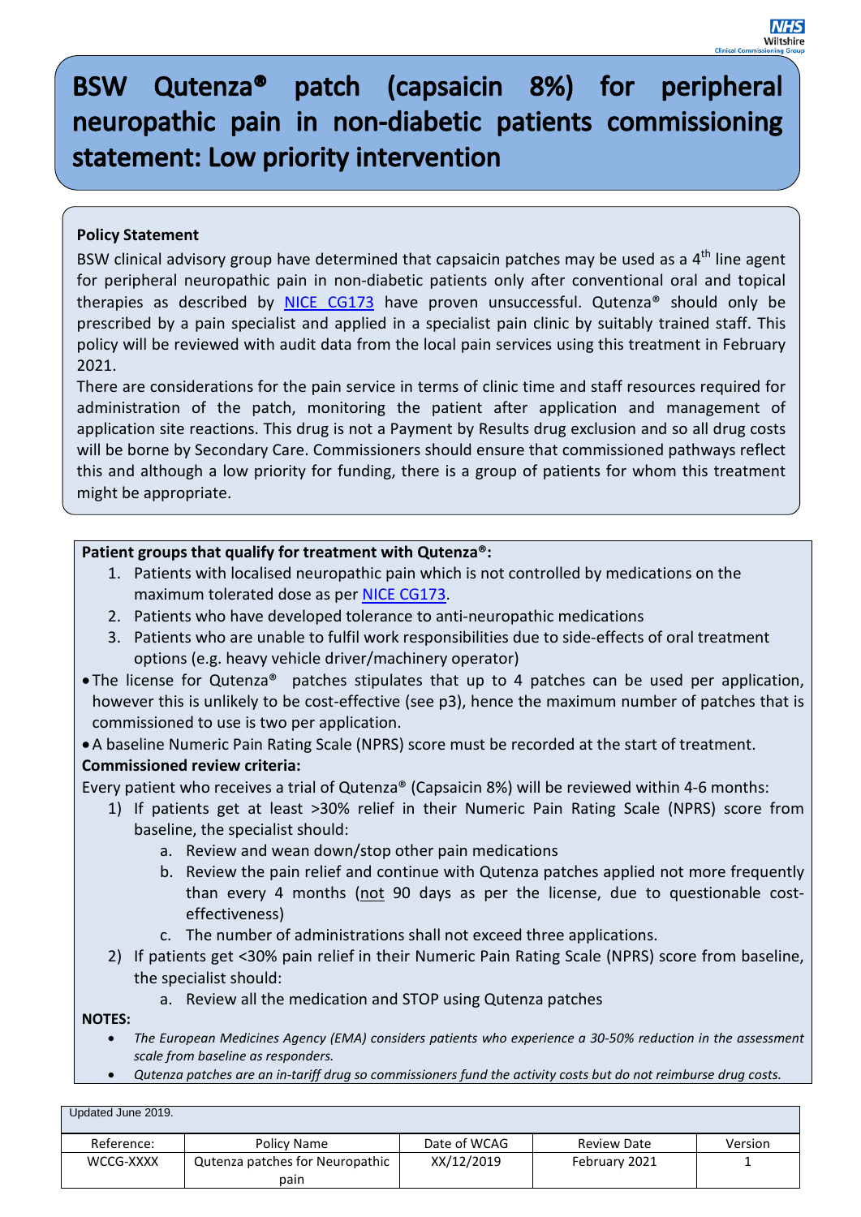# BSW Qutenza® patch (capsaicin 8%) for peripheral neuropathic pain in non-diabetic patients commissioning statement: Low priority intervention

**Policy Statement**

BSW clinical advisory group have determined that capsaicin patches may be used as a 4th line agent for peripheral neuropathic pain in non-diabetic patients only after conventional oral and topical therapies as described by NICE CG173 have proven unsuccessful. Qutenza® should only be prescribed by a pain specialist and applied in a specialist pain clinic by suitably trained staff. This policy will be reviewed with audit data from the local pain services using this treatment in February 2021.

There are considerations for the pain service in terms of clinic time and staff resources required for administration of the patch, monitoring the patient after application and management of application site reactions. This drug is not a Payment by Results drug exclusion and so all drug costs will be borne by Secondary Care. Commissioners should ensure that commissioned pathways reflect this and although a low priority for funding, there is a group of patients for whom this treatment might be appropriate.

**Patient groups that qualify for treatment with Qutenza®:**

1. Patients with localised neuropathic pain which is not controlled by medications on the maximum tolerated dose as per NICE CG173.
2. Patients who have developed tolerance to anti-neuropathic medications
3. Patients who are unable to fulfil work responsibilities due to side-effects of oral treatment options (e.g. heavy vehicle driver/machinery operator)

- The license for Qutenza® patches stipulates that up to 4 patches can be used per application, however this is unlikely to be cost-effective (see p3), hence the maximum number of patches that is commissioned to use is two per application.
- A baseline Numeric Pain Rating Scale (NPRS) score must be recorded at the start of treatment.

**Commissioned review criteria:**

Every patient who receives a trial of Qutenza® (Capsaicin 8%) will be reviewed within 4-6 months:

1) If patients get at least >30% relief in their Numeric Pain Rating Scale (NPRS) score from baseline, the specialist should:
   a. Review and wean down/stop other pain medications
   b. Review the pain relief and continue with Qutenza patches applied not more frequently than every 4 months (not 90 days as per the license, due to questionable cost-effectiveness)
   c. The number of administrations shall not exceed three applications.
2) If patients get <30% pain relief in their Numeric Pain Rating Scale (NPRS) score from baseline, the specialist should:
   a. Review all the medication and STOP using Qutenza patches

**NOTES:**

- *The European Medicines Agency (EMA) considers patients who experience a 30-50% reduction in the assessment scale from baseline as responders.*
- *Qutenza patches are an in-tariff drug so commissioners fund the activity costs but do not reimburse drug costs.*

Updated June 2019.

| Reference: | Policy Name | Date of WCAG | Review Date | Version |
|---|---|---|---|---|
| WCCG-XXXX | Qutenza patches for Neuropathic pain | XX/12/2019 | February 2021 | 1 |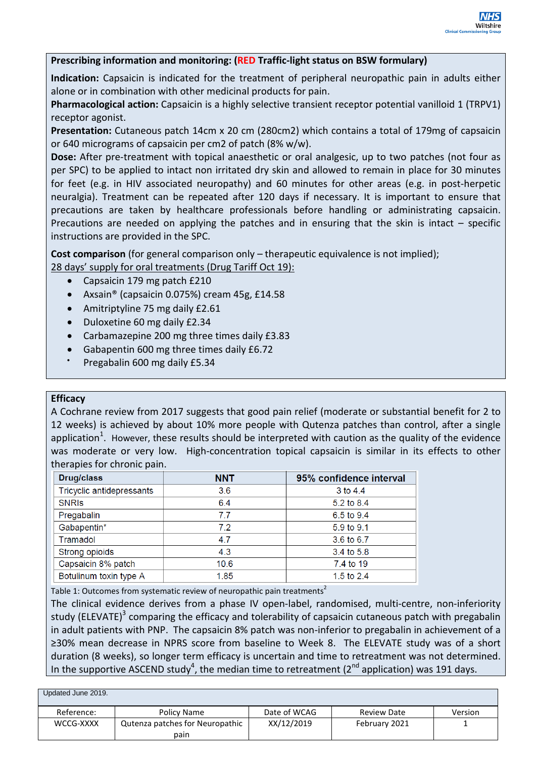**Prescribing information and monitoring: (RED Traffic-light status on BSW formulary)**

**Indication:** Capsaicin is indicated for the treatment of peripheral neuropathic pain in adults either alone or in combination with other medicinal products for pain.

**Pharmacological action:** Capsaicin is a highly selective transient receptor potential vanilloid 1 (TRPV1) receptor agonist.

**Presentation:** Cutaneous patch 14cm x 20 cm (280cm2) which contains a total of 179mg of capsaicin or 640 micrograms of capsaicin per cm2 of patch (8% w/w).

**Dose:** After pre-treatment with topical anaesthetic or oral analgesic, up to two patches (not four as per SPC) to be applied to intact non irritated dry skin and allowed to remain in place for 30 minutes for feet (e.g. in HIV associated neuropathy) and 60 minutes for other areas (e.g. in post-herpetic neuralgia). Treatment can be repeated after 120 days if necessary. It is important to ensure that precautions are taken by healthcare professionals before handling or administrating capsaicin. Precautions are needed on applying the patches and in ensuring that the skin is intact – specific instructions are provided in the SPC.

**Cost comparison** (for general comparison only – therapeutic equivalence is not implied);
28 days' supply for oral treatments (Drug Tariff Oct 19):

- Capsaicin 179 mg patch £210
- Axsain® (capsaicin 0.075%) cream 45g, £14.58
- Amitriptyline 75 mg daily £2.61
- Duloxetine 60 mg daily £2.34
- Carbamazepine 200 mg three times daily £3.83
- Gabapentin 600 mg three times daily £6.72
- Pregabalin 600 mg daily £5.34

**Efficacy**

A Cochrane review from 2017 suggests that good pain relief (moderate or substantial benefit for 2 to 12 weeks) is achieved by about 10% more people with Qutenza patches than control, after a single application[1]. However, these results should be interpreted with caution as the quality of the evidence was moderate or very low. High-concentration topical capsaicin is similar in its effects to other therapies for chronic pain.

| Drug/class | NNT | 95% confidence interval |
|---|---|---|
| Tricyclic antidepressants | 3.6 | 3 to 4.4 |
| SNRIs | 6.4 | 5.2 to 8.4 |
| Pregabalin | 7.7 | 6.5 to 9.4 |
| Gabapentin* | 7.2 | 5.9 to 9.1 |
| Tramadol | 4.7 | 3.6 to 6.7 |
| Strong opioids | 4.3 | 3.4 to 5.8 |
| Capsaicin 8% patch | 10.6 | 7.4 to 19 |
| Botulinum toxin type A | 1.85 | 1.5 to 2.4 |

Table 1: Outcomes from systematic review of neuropathic pain treatments[2]

The clinical evidence derives from a phase IV open-label, randomised, multi-centre, non-inferiority study (ELEVATE)[3] comparing the efficacy and tolerability of capsaicin cutaneous patch with pregabalin in adult patients with PNP. The capsaicin 8% patch was non-inferior to pregabalin in achievement of a ≥30% mean decrease in NPRS score from baseline to Week 8. The ELEVATE study was of a short duration (8 weeks), so longer term efficacy is uncertain and time to retreatment was not determined. In the supportive ASCEND study[4], the median time to retreatment (2nd application) was 191 days.

Updated June 2019.

| Reference: | Policy Name | Date of WCAG | Review Date | Version |
|---|---|---|---|---|
| WCCG-XXXX | Qutenza patches for Neuropathic pain | XX/12/2019 | February 2021 | 1 |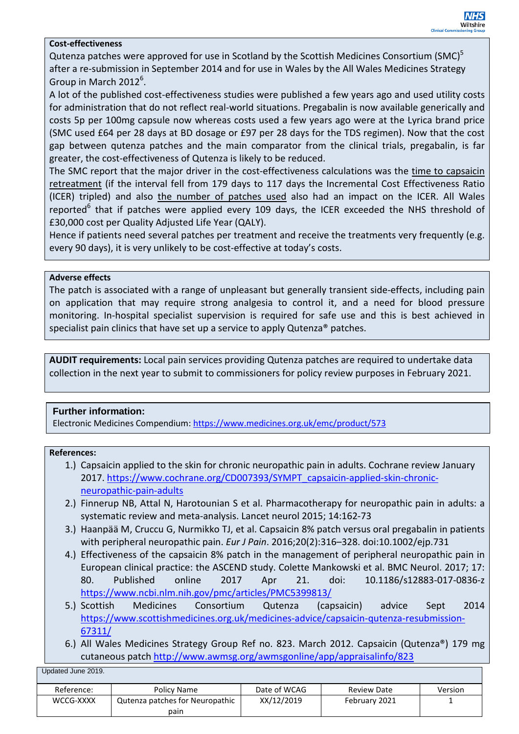**Cost-effectiveness**

Qutenza patches were approved for use in Scotland by the Scottish Medicines Consortium (SMC)[5] after a re-submission in September 2014 and for use in Wales by the All Wales Medicines Strategy Group in March 2012[6].

A lot of the published cost-effectiveness studies were published a few years ago and used utility costs for administration that do not reflect real-world situations. Pregabalin is now available generically and costs 5p per 100mg capsule now whereas costs used a few years ago were at the Lyrica brand price (SMC used £64 per 28 days at BD dosage or £97 per 28 days for the TDS regimen). Now that the cost gap between qutenza patches and the main comparator from the clinical trials, pregabalin, is far greater, the cost-effectiveness of Qutenza is likely to be reduced.

The SMC report that the major driver in the cost-effectiveness calculations was the time to capsaicin retreatment (if the interval fell from 179 days to 117 days the Incremental Cost Effectiveness Ratio (ICER) tripled) and also the number of patches used also had an impact on the ICER. All Wales reported[6] that if patches were applied every 109 days, the ICER exceeded the NHS threshold of £30,000 cost per Quality Adjusted Life Year (QALY).

Hence if patients need several patches per treatment and receive the treatments very frequently (e.g. every 90 days), it is very unlikely to be cost-effective at today's costs.

**Adverse effects**

The patch is associated with a range of unpleasant but generally transient side-effects, including pain on application that may require strong analgesia to control it, and a need for blood pressure monitoring. In-hospital specialist supervision is required for safe use and this is best achieved in specialist pain clinics that have set up a service to apply Qutenza® patches.

**AUDIT requirements:** Local pain services providing Qutenza patches are required to undertake data collection in the next year to submit to commissioners for policy review purposes in February 2021.

**Further information:**

Electronic Medicines Compendium: https://www.medicines.org.uk/emc/product/573

**References:**

1.) Capsaicin applied to the skin for chronic neuropathic pain in adults. Cochrane review January 2017. https://www.cochrane.org/CD007393/SYMPT_capsaicin-applied-skin-chronic-neuropathic-pain-adults
2.) Finnerup NB, Attal N, Harotounian S et al. Pharmacotherapy for neuropathic pain in adults: a systematic review and meta-analysis. Lancet neurol 2015; 14:162-73
3.) Haanpää M, Cruccu G, Nurmikko TJ, et al. Capsaicin 8% patch versus oral pregabalin in patients with peripheral neuropathic pain. *Eur J Pain*. 2016;20(2):316–328. doi:10.1002/ejp.731
4.) Effectiveness of the capsaicin 8% patch in the management of peripheral neuropathic pain in European clinical practice: the ASCEND study. Colette Mankowski et al. BMC Neurol. 2017; 17: 80. Published online 2017 Apr 21. doi: 10.1186/s12883-017-0836-z https://www.ncbi.nlm.nih.gov/pmc/articles/PMC5399813/
5.) Scottish Medicines Consortium Qutenza (capsaicin) advice Sept 2014 https://www.scottishmedicines.org.uk/medicines-advice/capsaicin-qutenza-resubmission-67311/
6.) All Wales Medicines Strategy Group Ref no. 823. March 2012. Capsaicin (Qutenza®) 179 mg cutaneous patch http://www.awmsg.org/awmsgonline/app/appraisalinfo/823

Updated June 2019.

| Reference: | Policy Name | Date of WCAG | Review Date | Version |
|---|---|---|---|---|
| WCCG-XXXX | Qutenza patches for Neuropathic pain | XX/12/2019 | February 2021 | 1 |